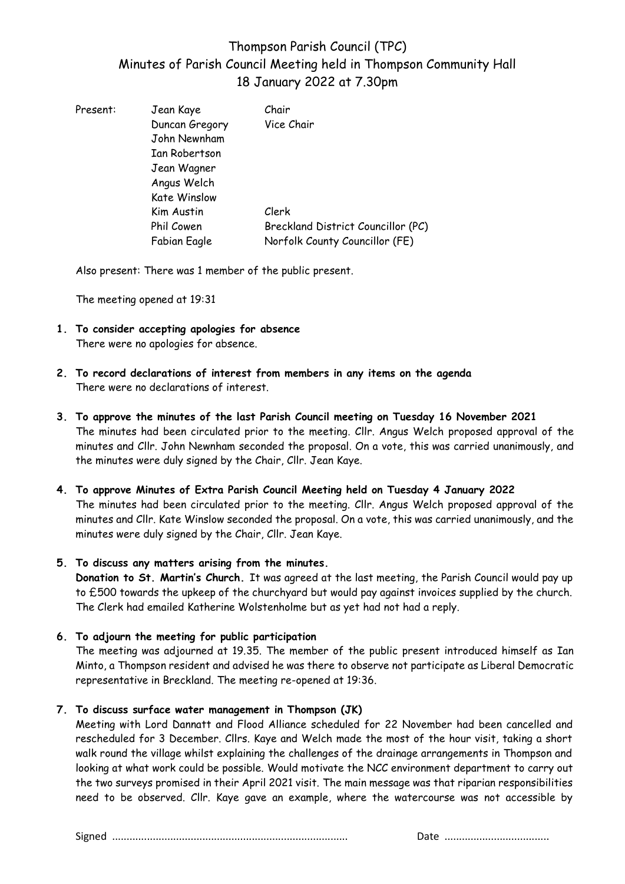# Thompson Parish Council (TPC)
## Minutes of Parish Council Meeting held in Thompson Community Hall
## 18 January 2022 at 7.30pm

| Present: | | |
|---|---|---|
| | Jean Kaye | Chair |
| | Duncan Gregory | Vice Chair |
| | John Newnham | |
| | Ian Robertson | |
| | Jean Wagner | |
| | Angus Welch | |
| | Kate Winslow | |
| | Kim Austin | Clerk |
| | Phil Cowen | Breckland District Councillor (PC) |
| | Fabian Eagle | Norfolk County Councillor (FE) |

Also present: There was 1 member of the public present.

The meeting opened at 19:31

1. **To consider accepting apologies for absence**
   There were no apologies for absence.

2. **To record declarations of interest from members in any items on the agenda**
   There were no declarations of interest.

3. **To approve the minutes of the last Parish Council meeting on Tuesday 16 November 2021**
   The minutes had been circulated prior to the meeting. Cllr. Angus Welch proposed approval of the minutes and Cllr. John Newnham seconded the proposal. On a vote, this was carried unanimously, and the minutes were duly signed by the Chair, Cllr. Jean Kaye.

4. **To approve Minutes of Extra Parish Council Meeting held on Tuesday 4 January 2022**
   The minutes had been circulated prior to the meeting. Cllr. Angus Welch proposed approval of the minutes and Cllr. Kate Winslow seconded the proposal. On a vote, this was carried unanimously, and the minutes were duly signed by the Chair, Cllr. Jean Kaye.

5. **To discuss any matters arising from the minutes.**
   **Donation to St. Martin's Church.** It was agreed at the last meeting, the Parish Council would pay up to £500 towards the upkeep of the churchyard but would pay against invoices supplied by the church. The Clerk had emailed Katherine Wolstenholme but as yet had not had a reply.

6. **To adjourn the meeting for public participation**
   The meeting was adjourned at 19.35. The member of the public present introduced himself as Ian Minto, a Thompson resident and advised he was there to observe not participate as Liberal Democratic representative in Breckland. The meeting re-opened at 19:36.

7. **To discuss surface water management in Thompson (JK)**
   Meeting with Lord Dannatt and Flood Alliance scheduled for 22 November had been cancelled and rescheduled for 3 December. Cllrs. Kaye and Welch made the most of the hour visit, taking a short walk round the village whilst explaining the challenges of the drainage arrangements in Thompson and looking at what work could be possible. Would motivate the NCC environment department to carry out the two surveys promised in their April 2021 visit. The main message was that riparian responsibilities need to be observed. Cllr. Kaye gave an example, where the watercourse was not accessible by

Signed ................................................................................ Date ...................................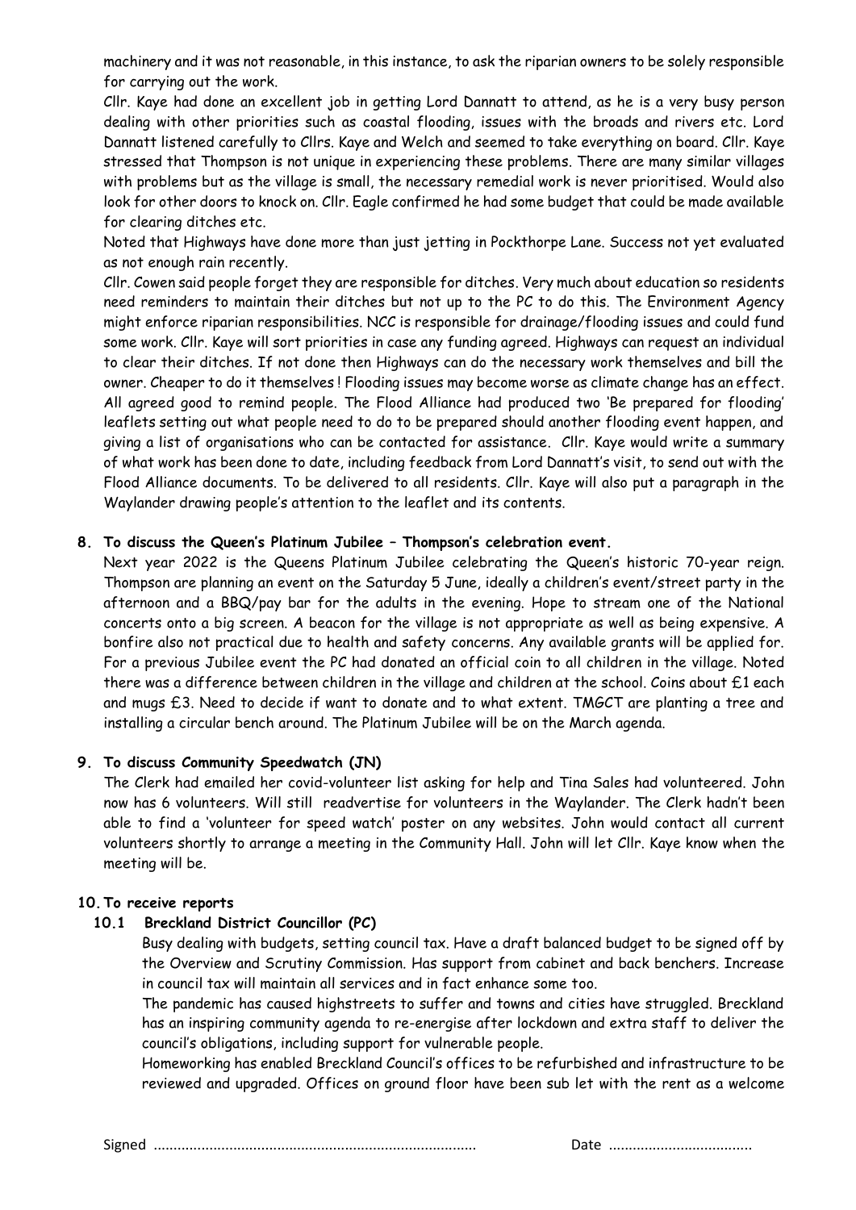machinery and it was not reasonable, in this instance, to ask the riparian owners to be solely responsible for carrying out the work.

Cllr. Kaye had done an excellent job in getting Lord Dannatt to attend, as he is a very busy person dealing with other priorities such as coastal flooding, issues with the broads and rivers etc. Lord Dannatt listened carefully to Cllrs. Kaye and Welch and seemed to take everything on board. Cllr. Kaye stressed that Thompson is not unique in experiencing these problems. There are many similar villages with problems but as the village is small, the necessary remedial work is never prioritised. Would also look for other doors to knock on. Cllr. Eagle confirmed he had some budget that could be made available for clearing ditches etc.

Noted that Highways have done more than just jetting in Pockthorpe Lane. Success not yet evaluated as not enough rain recently.

Cllr. Cowen said people forget they are responsible for ditches. Very much about education so residents need reminders to maintain their ditches but not up to the PC to do this. The Environment Agency might enforce riparian responsibilities. NCC is responsible for drainage/flooding issues and could fund some work. Cllr. Kaye will sort priorities in case any funding agreed. Highways can request an individual to clear their ditches. If not done then Highways can do the necessary work themselves and bill the owner. Cheaper to do it themselves ! Flooding issues may become worse as climate change has an effect. All agreed good to remind people. The Flood Alliance had produced two 'Be prepared for flooding' leaflets setting out what people need to do to be prepared should another flooding event happen, and giving a list of organisations who can be contacted for assistance. Cllr. Kaye would write a summary of what work has been done to date, including feedback from Lord Dannatt's visit, to send out with the Flood Alliance documents. To be delivered to all residents. Cllr. Kaye will also put a paragraph in the Waylander drawing people's attention to the leaflet and its contents.

**8. To discuss the Queen's Platinum Jubilee – Thompson's celebration event.**

Next year 2022 is the Queens Platinum Jubilee celebrating the Queen's historic 70-year reign. Thompson are planning an event on the Saturday 5 June, ideally a children's event/street party in the afternoon and a BBQ/pay bar for the adults in the evening. Hope to stream one of the National concerts onto a big screen. A beacon for the village is not appropriate as well as being expensive. A bonfire also not practical due to health and safety concerns. Any available grants will be applied for. For a previous Jubilee event the PC had donated an official coin to all children in the village. Noted there was a difference between children in the village and children at the school. Coins about £1 each and mugs £3. Need to decide if want to donate and to what extent. TMGCT are planting a tree and installing a circular bench around. The Platinum Jubilee will be on the March agenda.

**9. To discuss Community Speedwatch (JN)**

The Clerk had emailed her covid-volunteer list asking for help and Tina Sales had volunteered. John now has 6 volunteers. Will still readvertise for volunteers in the Waylander. The Clerk hadn't been able to find a 'volunteer for speed watch' poster on any websites. John would contact all current volunteers shortly to arrange a meeting in the Community Hall. John will let Cllr. Kaye know when the meeting will be.

**10. To receive reports**

**10.1 Breckland District Councillor (PC)**

Busy dealing with budgets, setting council tax. Have a draft balanced budget to be signed off by the Overview and Scrutiny Commission. Has support from cabinet and back benchers. Increase in council tax will maintain all services and in fact enhance some too.

The pandemic has caused highstreets to suffer and towns and cities have struggled. Breckland has an inspiring community agenda to re-energise after lockdown and extra staff to deliver the council's obligations, including support for vulnerable people.

Homeworking has enabled Breckland Council's offices to be refurbished and infrastructure to be reviewed and upgraded. Offices on ground floor have been sub let with the rent as a welcome

Signed ................................................................................ Date ....................................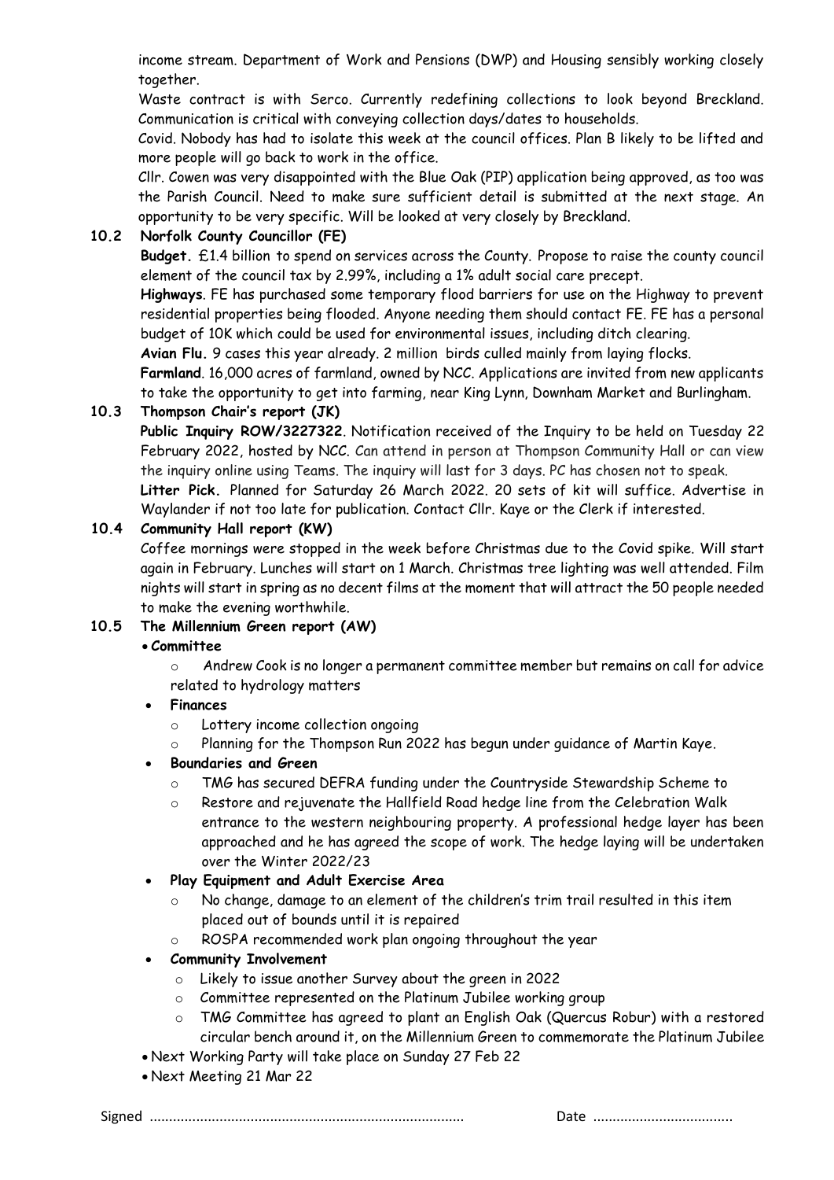income stream. Department of Work and Pensions (DWP) and Housing sensibly working closely together.

Waste contract is with Serco. Currently redefining collections to look beyond Breckland. Communication is critical with conveying collection days/dates to households.

Covid. Nobody has had to isolate this week at the council offices. Plan B likely to be lifted and more people will go back to work in the office.

Cllr. Cowen was very disappointed with the Blue Oak (PIP) application being approved, as too was the Parish Council. Need to make sure sufficient detail is submitted at the next stage. An opportunity to be very specific. Will be looked at very closely by Breckland.

**10.2 Norfolk County Councillor (FE)**

**Budget.** £1.4 billion to spend on services across the County. Propose to raise the county council element of the council tax by 2.99%, including a 1% adult social care precept.

**Highways**. FE has purchased some temporary flood barriers for use on the Highway to prevent residential properties being flooded. Anyone needing them should contact FE. FE has a personal budget of 10K which could be used for environmental issues, including ditch clearing.

**Avian Flu.** 9 cases this year already. 2 million birds culled mainly from laying flocks.

**Farmland**. 16,000 acres of farmland, owned by NCC. Applications are invited from new applicants to take the opportunity to get into farming, near King Lynn, Downham Market and Burlingham.

**10.3 Thompson Chair's report (JK)**

**Public Inquiry ROW/3227322**. Notification received of the Inquiry to be held on Tuesday 22 February 2022, hosted by NCC. Can attend in person at Thompson Community Hall or can view the inquiry online using Teams. The inquiry will last for 3 days. PC has chosen not to speak.

**Litter Pick.** Planned for Saturday 26 March 2022. 20 sets of kit will suffice. Advertise in Waylander if not too late for publication. Contact Cllr. Kaye or the Clerk if interested.

**10.4 Community Hall report (KW)**

Coffee mornings were stopped in the week before Christmas due to the Covid spike. Will start again in February. Lunches will start on 1 March. Christmas tree lighting was well attended. Film nights will start in spring as no decent films at the moment that will attract the 50 people needed to make the evening worthwhile.

**10.5 The Millennium Green report (AW)**

- **Committee**
  - Andrew Cook is no longer a permanent committee member but remains on call for advice related to hydrology matters
- **Finances**
  - Lottery income collection ongoing
  - Planning for the Thompson Run 2022 has begun under guidance of Martin Kaye.
- **Boundaries and Green**
  - TMG has secured DEFRA funding under the Countryside Stewardship Scheme to
  - Restore and rejuvenate the Hallfield Road hedge line from the Celebration Walk entrance to the western neighbouring property. A professional hedge layer has been approached and he has agreed the scope of work. The hedge laying will be undertaken over the Winter 2022/23
- **Play Equipment and Adult Exercise Area**
  - No change, damage to an element of the children's trim trail resulted in this item placed out of bounds until it is repaired
  - ROSPA recommended work plan ongoing throughout the year
- **Community Involvement**
  - Likely to issue another Survey about the green in 2022
  - Committee represented on the Platinum Jubilee working group
  - TMG Committee has agreed to plant an English Oak (Quercus Robur) with a restored circular bench around it, on the Millennium Green to commemorate the Platinum Jubilee
- Next Working Party will take place on Sunday 27 Feb 22
- Next Meeting 21 Mar 22

Signed ................................................................................ Date ...................................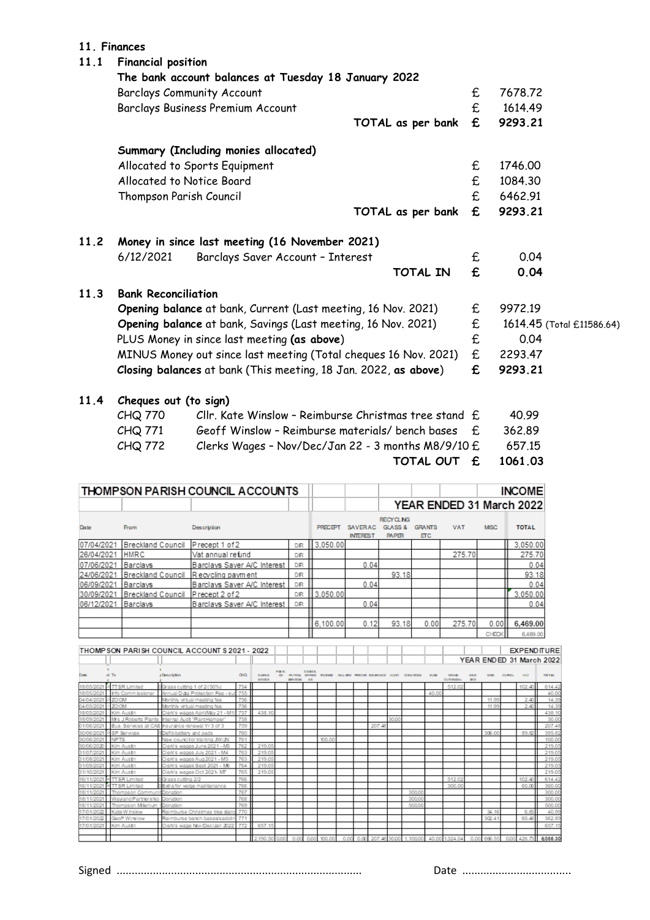## 11. Finances

### 11.1 Financial position

**The bank account balances at Tuesday 18 January 2022**

| | | |
|---|---|---|
| Barclays Community Account | £ | 7678.72 |
| Barclays Business Premium Account | £ | 1614.49 |
| **TOTAL as per bank** | **£** | **9293.21** |

**Summary (Including monies allocated)**

| | | |
|---|---|---|
| Allocated to Sports Equipment | £ | 1746.00 |
| Allocated to Notice Board | £ | 1084.30 |
| Thompson Parish Council | £ | 6462.91 |
| **TOTAL as per bank** | **£** | **9293.21** |

### 11.2 Money in since last meeting (16 November 2021)

| | | | |
|---|---|---|---|
| 6/12/2021 | Barclays Saver Account – Interest | £ | 0.04 |
| | **TOTAL IN** | **£** | **0.04** |

### 11.3 Bank Reconciliation

| | | |
|---|---|---|
| **Opening balance** at bank, Current (Last meeting, 16 Nov. 2021) | £ | 9972.19 |
| **Opening balance** at bank, Savings (Last meeting, 16 Nov. 2021) | £ | 1614.45 (Total £11586.64) |
| PLUS Money in since last meeting **(as above)** | £ | 0.04 |
| MINUS Money out since last meeting (Total cheques 16 Nov. 2021) | £ | 2293.47 |
| **Closing balances** at bank (This meeting, 18 Jan. 2022, **as above**) | **£** | **9293.21** |

### 11.4 Cheques out (to sign)

| | | | |
|---|---|---|---|
| CHQ 770 | Cllr. Kate Winslow – Reimburse Christmas tree stand | £ | 40.99 |
| CHQ 771 | Geoff Winslow – Reimburse materials/ bench bases | £ | 362.89 |
| CHQ 772 | Clerks Wages – Nov/Dec/Jan 22 - 3 months M8/9/10 | £ | 657.15 |
| | **TOTAL OUT** | **£** | **1061.03** |

**THOMPSON PARISH COUNCIL ACCOUNTS — INCOME — YEAR ENDED 31 March 2022**

| Date | From | Description | | PRECEPT | SAVER AC INTEREST | RECYCLING GLASS & PAPER | GRANTS ETC | VAT | MISC | TOTAL |
|---|---|---|---|---|---|---|---|---|---|---|
| 07/04/2021 | Breckland Council | Precept 1 of 2 | DR | 3,050.00 | | | | | | 3,050.00 |
| 26/04/2021 | HMRC | Vat annual refund | DR | | | | | 275.70 | | 275.70 |
| 07/06/2021 | Barclays | Barclays Saver A/C Interest | DR | | 0.04 | | | | | 0.04 |
| 24/06/2021 | Breckland Council | Recycling payment | DR | | | 93.18 | | | | 93.18 |
| 06/09/2021 | Barclays | Barclays Saver A/C Interest | DR | | 0.04 | | | | | 0.04 |
| 30/09/2021 | Breckland Council | Precept 2 of 2 | DR | 3,050.00 | | | | | | 3,050.00 |
| 06/12/2021 | Barclays | Barclays Saver A/C Interest | DR | | 0.04 | | | | | 0.04 |
| | | | | 6,100.00 | 0.12 | 93.18 | 0.00 | 275.70 | 0.00 | 6,469.00 |
| | | | | | | | | | CHECK | 6,469.00 |

**THOMPSON PARISH COUNCIL ACCOUNTS 2021 - 2022 — EXPENDITURE — YEAR ENDED 31 March 2022**

| Date | To | Description | CHQ | CLERKS WAGES | POSTS ETC | PAYROLL SERVICES | COUNCIL EXPENSES ETC | TRAINING | HALL HIRE | PRINTER | INSURANCE | AUDIT | DONATIONS | SUBS | GRASS CUTTING | WEB SITE | MISC | CAPITAL | VAT | TOTAL |
|---|---|---|---|---|---|---|---|---|---|---|---|---|---|---|---|---|---|---|---|---|
| 18/05/2021 | TTSR Limited | Grass cutting 1 of 2(50%) | 754 | | | | | | | | | | | | 512.02 | | | | 102.40 | 614.42 |
| 18/05/2021 | Info Commissioner | Annual Data Protection Fee - sub | 755 | | | | | | | | | | | 40.00 | | | | | | 40.00 |
| 04/04/2021 | ZOOM | Monthly virtual meeting fee | 756 | | | | | | | | | | | | | | 11.99 | | 2.40 | 14.39 |
| 04/05/2021 | ZOOM | Monthly virtual meeting fee | 756 | | | | | | | | | | | | | | 11.99 | | 2.40 | 14.39 |
| 18/05/2021 | Kim Austin | Clerk's wages April/May 21 - M1 | 757 | 438.10 | | | | | | | | | | | | | | | | 438.10 |
| 18/05/2021 | Mrs J Roberts Plants | Internal Audit 'Plant Hamper' | 758 | | | | | | | | | 30.00 | | | | | | | | 30.00 |
| 01/06/2021 | Bus. Services at CAS | Insurance renewal Yr 3 of 3 | 759 | | | | | | | | 207.48 | | | | | | | | | 207.48 |
| 30/06/2021 | SP Services | Defib battery and pads | 760 | | | | | | | | | | | | | | 306.00 | | 89.82 | 395.82 |
| 30/06/2021 | NPTS | New councillor training JW/JN | 761 | | | | | 100.00 | | | | | | | | | | | | 100.00 |
| 30/06/2021 | Kim Austin | Clerk's wages June 2021 - M3 | 762 | 219.05 | | | | | | | | | | | | | | | | 219.05 |
| 31/07/2021 | Kim Austin | Clerk's wages July 2021 - M4 | 763 | 219.05 | | | | | | | | | | | | | | | | 219.05 |
| 31/08/2021 | Kim Austin | Clerk's wages Aug 2021 - M5 | 763 | 219.05 | | | | | | | | | | | | | | | | 219.05 |
| 31/09/2021 | Kim Austin | Clerk's wages Sept 2021 - M6 | 764 | 219.05 | | | | | | | | | | | | | | | | 219.05 |
| 31/10/2021 | Kim Austin | Clerk's wages Oct 2021- M7 | 765 | 219.05 | | | | | | | | | | | | | | | | 219.05 |
| 16/11/2021 | TTSR Limited | Grass cutting 2/2 | 766 | | | | | | | | | | | | 512.02 | | | | 102.40 | 614.42 |
| 16/11/2021 | TTSR Limited | Extra for verge maintenance | 766 | | | | | | | | | | | | 300.00 | | | | 60.00 | 360.00 |
| 18/11/2021 | Thompson Community | Donation | 767 | | | | | | | | | | 300.00 | | | | | | | 300.00 |
| 18/11/2021 | Wayland Partnership | Donation | 768 | | | | | | | | | | 300.00 | | | | | | | 300.00 |
| 18/11/2021 | Thompson Millenium | Donation | 769 | | | | | | | | | | 500.00 | | | | | | | 500.00 |
| 17/01/2022 | Kate Winslow | Reimburse Christmas tree stand | 770 | | | | | | | | | | | | | | 34.16 | | 6.83 | 40.99 |
| 17/01/2022 | Geoff Winslow | Reimburse bench bases/sadolin | 771 | | | | | | | | | | | | | | 302.41 | | 60.48 | 362.89 |
| 17/01/2021 | Kim Austin | Clerk's wage Nov/Dec/Jan 2022 | 772 | 657.15 | | | | | | | | | | | | | | | | 657.15 |
| | | | | 2,190.50 | 0.00 | 0.00 | 0.00 | 100.00 | 0.00 | 0.00 | 207.48 | 30.00 | 1,100.00 | 40.00 | 1,324.04 | 0.00 | 666.55 | 0.00 | 426.73 | 6,085.30 |

Signed ................................................................................ Date ....................................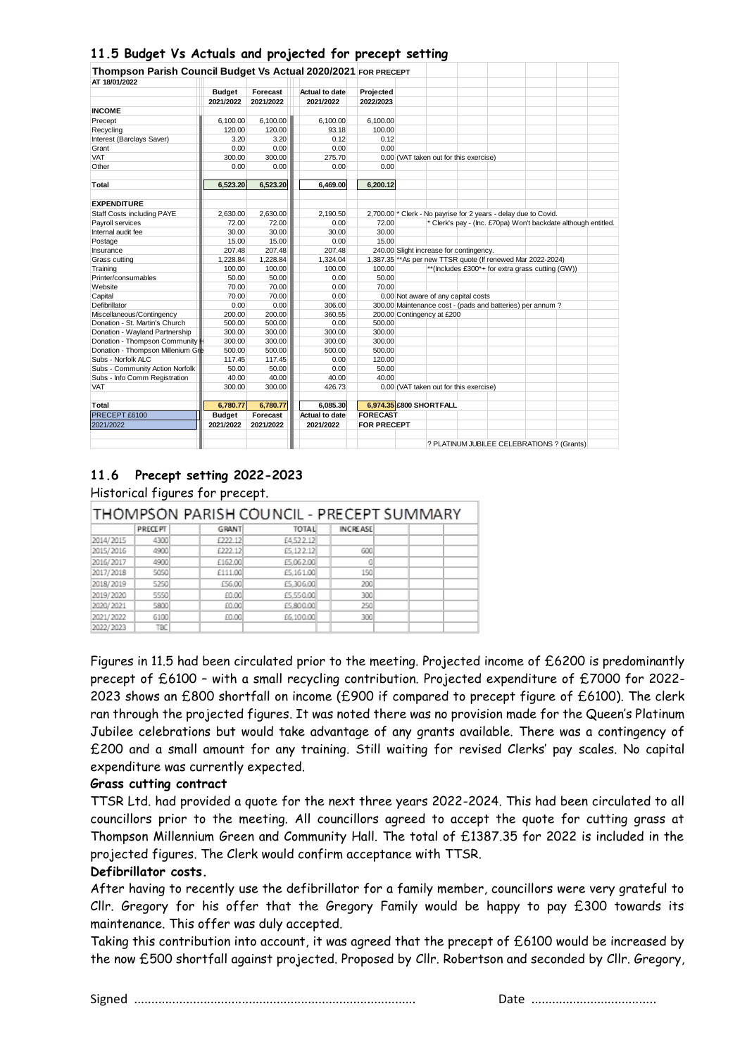## 11.5 Budget Vs Actuals and projected for precept setting

**Thompson Parish Council Budget Vs Actual 2020/2021 FOR PRECEPT**

AT 18/01/2022

| | Budget 2021/2022 | Forecast 2021/2022 | Actual to date 2021/2022 | Projected 2022/2023 | |
|---|---|---|---|---|---|
| **INCOME** | | | | | |
| Precept | 6,100.00 | 6,100.00 | 6,100.00 | 6,100.00 | |
| Recycling | 120.00 | 120.00 | 93.18 | 100.00 | |
| Interest (Barclays Saver) | 3.20 | 3.20 | 0.12 | 0.12 | |
| Grant | 0.00 | 0.00 | 0.00 | 0.00 | |
| VAT | 300.00 | 300.00 | 275.70 | 0.00 | (VAT taken out for this exercise) |
| Other | 0.00 | 0.00 | 0.00 | 0.00 | |
| **Total** | **6,523.20** | **6,523.20** | **6,469.00** | **6,200.12** | |
| **EXPENDITURE** | | | | | |
| Staff Costs including PAYE | 2,630.00 | 2,630.00 | 2,190.50 | 2,700.00 | * Clerk - No payrise for 2 years - delay due to Covid. |
| Payroll services | 72.00 | 72.00 | 0.00 | 72.00 | * Clerk's pay - (Inc. £70pa) Won't backdate although entitled. |
| Internal audit fee | 30.00 | 30.00 | 30.00 | 30.00 | |
| Postage | 15.00 | 15.00 | 0.00 | 15.00 | |
| Insurance | 207.48 | 207.48 | 207.48 | 240.00 | Slight increase for contingency. |
| Grass cutting | 1,228.84 | 1,228.84 | 1,324.04 | 1,387.35 | **As per new TTSR quote (If renewed Mar 2022-2024) |
| Training | 100.00 | 100.00 | 100.00 | 100.00 | **(Includes £300*+ for extra grass cutting (GW)) |
| Printer/consumables | 50.00 | 50.00 | 0.00 | 50.00 | |
| Website | 70.00 | 70.00 | 0.00 | 70.00 | |
| Capital | 70.00 | 70.00 | 0.00 | 0.00 | Not aware of any capital costs |
| Defibrillator | 0.00 | 0.00 | 306.00 | 300.00 | Maintenance cost - (pads and batteries) per annum ? |
| Miscellaneous/Contingency | 200.00 | 200.00 | 360.55 | 200.00 | Contingency at £200 |
| Donation - St. Martin's Church | 500.00 | 500.00 | 0.00 | 500.00 | |
| Donation - Wayland Partnership | 300.00 | 300.00 | 300.00 | 300.00 | |
| Donation - Thompson Community H | 300.00 | 300.00 | 300.00 | 300.00 | |
| Donation - Thompson Millenium Gre | 500.00 | 500.00 | 500.00 | 500.00 | |
| Subs - Norfolk ALC | 117.45 | 117.45 | 0.00 | 120.00 | |
| Subs - Community Action Norfolk | 50.00 | 50.00 | 0.00 | 50.00 | |
| Subs - Info Comm Registration | 40.00 | 40.00 | 40.00 | 40.00 | |
| VAT | 300.00 | 300.00 | 426.73 | 0.00 | (VAT taken out for this exercise) |
| **Total** | **6,780.77** | **6,780.77** | **6,085.30** | **6,974.35** | **£800 SHORTFALL** |
| PRECEPT £6100 | **Budget** | **Forecast** | **Actual to date** | **FORECAST** | |
| 2021/2022 | **2021/2022** | **2021/2022** | **2021/2022** | **FOR PRECEPT** | |
| | | | | | ? PLATINUM JUBILEE CELEBRATIONS ? (Grants) |

## 11.6 Precept setting 2022-2023

Historical figures for precept.

**THOMPSON PARISH COUNCIL - PRECEPT SUMMARY**

| | PRECEPT | GRANT | TOTAL | INCREASE |
|---|---|---|---|---|
| 2014/2015 | 4300 | £222.12 | £4,522.12 | |
| 2015/2016 | 4900 | £222.12 | £5,122.12 | 600 |
| 2016/2017 | 4900 | £162.00 | £5,062.00 | 0 |
| 2017/2018 | 5050 | £111.00 | £5,161.00 | 150 |
| 2018/2019 | 5250 | £56.00 | £5,306.00 | 200 |
| 2019/2020 | 5550 | £0.00 | £5,550.00 | 300 |
| 2020/2021 | 5800 | £0.00 | £5,800.00 | 250 |
| 2021/2022 | 6100 | £0.00 | £6,100.00 | 300 |
| 2022/2023 | TBC | | | |

Figures in 11.5 had been circulated prior to the meeting. Projected income of £6200 is predominantly precept of £6100 – with a small recycling contribution. Projected expenditure of £7000 for 2022-2023 shows an £800 shortfall on income (£900 if compared to precept figure of £6100). The clerk ran through the projected figures. It was noted there was no provision made for the Queen's Platinum Jubilee celebrations but would take advantage of any grants available. There was a contingency of £200 and a small amount for any training. Still waiting for revised Clerks' pay scales. No capital expenditure was currently expected.

**Grass cutting contract**

TTSR Ltd. had provided a quote for the next three years 2022-2024. This had been circulated to all councillors prior to the meeting. All councillors agreed to accept the quote for cutting grass at Thompson Millennium Green and Community Hall. The total of £1387.35 for 2022 is included in the projected figures. The Clerk would confirm acceptance with TTSR.

**Defibrillator costs.**

After having to recently use the defibrillator for a family member, councillors were very grateful to Cllr. Gregory for his offer that the Gregory Family would be happy to pay £300 towards its maintenance. This offer was duly accepted.

Taking this contribution into account, it was agreed that the precept of £6100 would be increased by the now £500 shortfall against projected. Proposed by Cllr. Robertson and seconded by Cllr. Gregory,

Signed ................................................................................ Date ...................................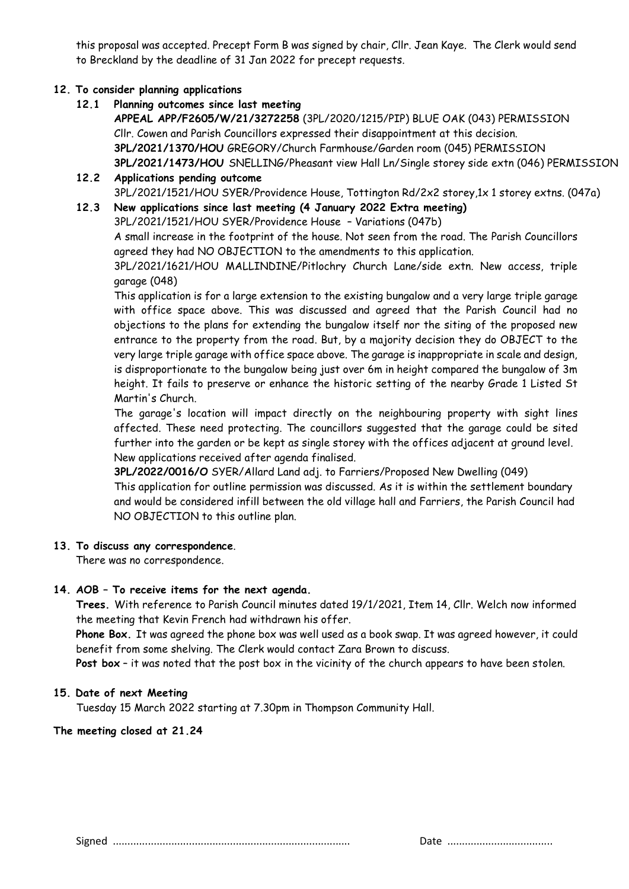this proposal was accepted. Precept Form B was signed by chair, Cllr. Jean Kaye. The Clerk would send to Breckland by the deadline of 31 Jan 2022 for precept requests.

**12. To consider planning applications**

**12.1 Planning outcomes since last meeting**

**APPEAL APP/F2605/W/21/3272258** (3PL/2020/1215/PIP) BLUE OAK (043) PERMISSION
Cllr. Cowen and Parish Councillors expressed their disappointment at this decision.
**3PL/2021/1370/HOU** GREGORY/Church Farmhouse/Garden room (045) PERMISSION
**3PL/2021/1473/HOU** SNELLING/Pheasant view Hall Ln/Single storey side extn (046) PERMISSION

**12.2 Applications pending outcome**

3PL/2021/1521/HOU SYER/Providence House, Tottington Rd/2x2 storey,1x 1 storey extns. (047a)

**12.3 New applications since last meeting (4 January 2022 Extra meeting)**

3PL/2021/1521/HOU SYER/Providence House – Variations (047b)
A small increase in the footprint of the house. Not seen from the road. The Parish Councillors agreed they had NO OBJECTION to the amendments to this application.

3PL/2021/1621/HOU MALLINDINE/Pitlochry Church Lane/side extn. New access, triple garage (048)
This application is for a large extension to the existing bungalow and a very large triple garage with office space above. This was discussed and agreed that the Parish Council had no objections to the plans for extending the bungalow itself nor the siting of the proposed new entrance to the property from the road. But, by a majority decision they do OBJECT to the very large triple garage with office space above. The garage is inappropriate in scale and design, is disproportionate to the bungalow being just over 6m in height compared the bungalow of 3m height. It fails to preserve or enhance the historic setting of the nearby Grade 1 Listed St Martin's Church.
The garage's location will impact directly on the neighbouring property with sight lines affected. These need protecting. The councillors suggested that the garage could be sited further into the garden or be kept as single storey with the offices adjacent at ground level.
New applications received after agenda finalised.

**3PL/2022/0016/O** SYER/Allard Land adj. to Farriers/Proposed New Dwelling (049)
This application for outline permission was discussed. As it is within the settlement boundary and would be considered infill between the old village hall and Farriers, the Parish Council had NO OBJECTION to this outline plan.

**13. To discuss any correspondence**.

There was no correspondence.

**14. AOB – To receive items for the next agenda.**

**Trees.** With reference to Parish Council minutes dated 19/1/2021, Item 14, Cllr. Welch now informed the meeting that Kevin French had withdrawn his offer.

**Phone Box.** It was agreed the phone box was well used as a book swap. It was agreed however, it could benefit from some shelving. The Clerk would contact Zara Brown to discuss.

**Post box** – it was noted that the post box in the vicinity of the church appears to have been stolen.

**15. Date of next Meeting**

Tuesday 15 March 2022 starting at 7.30pm in Thompson Community Hall.

**The meeting closed at 21.24**

Signed ................................................................................ Date ...................................